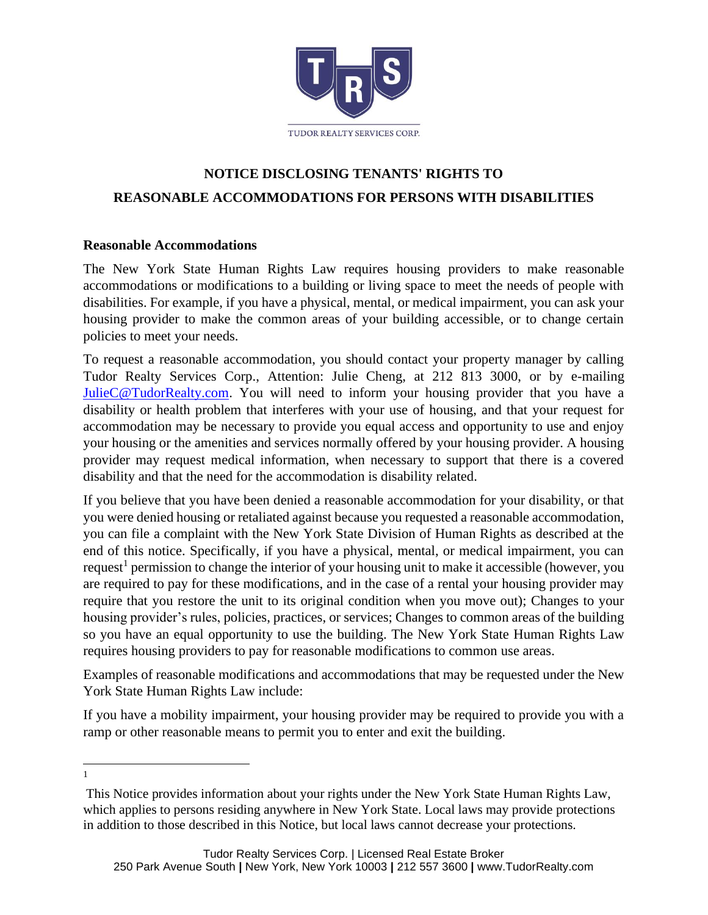TUDOR REALTY SERVICES CORP.

# NOTICE DISCLOSING TENANTS' RIGHTS TO REASONABLE ACCOMMODATIONS FOR PERSONS WITH DISABILITIES

## Reasonable Accommodations

The New York State Human Rights Law requires housing providers to make reasonable accommodations or modifications to a building or living space to meet the needs of people with disabilities. For example, if you have a physical, mental, or medical impairment, you can ask your housing provider to make the common areas of your building accessible, or to change certain policies to meet your needs.

To request a reasonable accommodation, you should contact your property manager by calling Tudor Realty Services Corp., Attention: Julie Cheng, at 212 813 3000, or by e-mailing JulieC@TudorRealty.com. You will need to inform your housing provider that you have a disability or health problem that interferes with your use of housing, and that your request for accommodation may be necessary to provide you equal access and opportunity to use and enjoy your housing or the amenities and services normally offered by your housing provider. A housing provider may request medical information, when necessary to support that there is a covered disability and that the need for the accommodation is disability related.

If you believe that you have been denied a reasonable accommodation for your disability, or that you were denied housing or retaliated against because you requested a reasonable accommodation, you can file a complaint with the New York State Division of Human Rights as described at the end of this notice. Specifically, if you have a physical, mental, or medical impairment, you can request[1] permission to change the interior of your housing unit to make it accessible (however, you are required to pay for these modifications, and in the case of a rental your housing provider may require that you restore the unit to its original condition when you move out); Changes to your housing provider's rules, policies, practices, or services; Changes to common areas of the building so you have an equal opportunity to use the building. The New York State Human Rights Law requires housing providers to pay for reasonable modifications to common use areas.

Examples of reasonable modifications and accommodations that may be requested under the New York State Human Rights Law include:

If you have a mobility impairment, your housing provider may be required to provide you with a ramp or other reasonable means to permit you to enter and exit the building.

---

[1] This Notice provides information about your rights under the New York State Human Rights Law, which applies to persons residing anywhere in New York State. Local laws may provide protections in addition to those described in this Notice, but local laws cannot decrease your protections.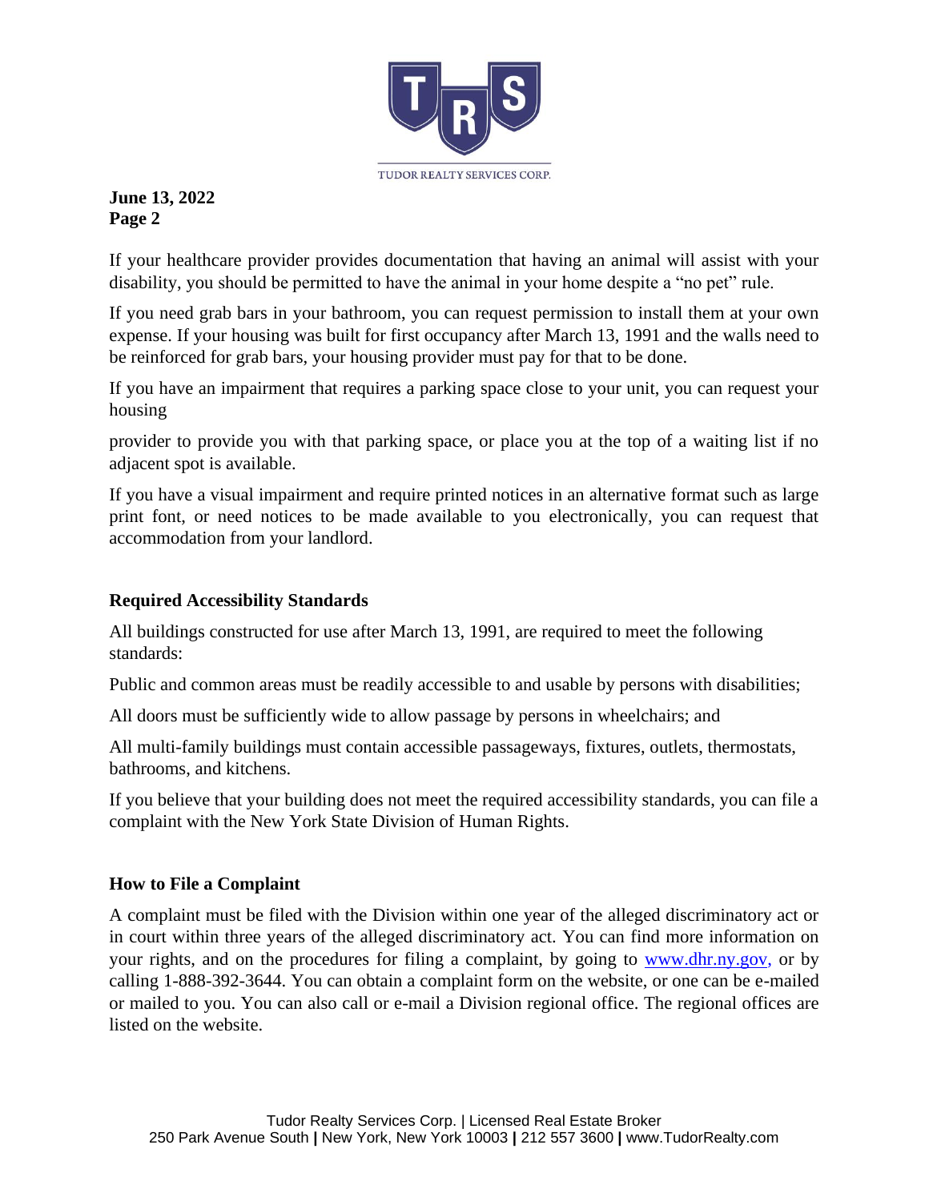**June 13, 2022**
**Page 2**

If your healthcare provider provides documentation that having an animal will assist with your disability, you should be permitted to have the animal in your home despite a "no pet" rule.

If you need grab bars in your bathroom, you can request permission to install them at your own expense. If your housing was built for first occupancy after March 13, 1991 and the walls need to be reinforced for grab bars, your housing provider must pay for that to be done.

If you have an impairment that requires a parking space close to your unit, you can request your housing

provider to provide you with that parking space, or place you at the top of a waiting list if no adjacent spot is available.

If you have a visual impairment and require printed notices in an alternative format such as large print font, or need notices to be made available to you electronically, you can request that accommodation from your landlord.

### Required Accessibility Standards

All buildings constructed for use after March 13, 1991, are required to meet the following standards:

Public and common areas must be readily accessible to and usable by persons with disabilities;

All doors must be sufficiently wide to allow passage by persons in wheelchairs; and

All multi-family buildings must contain accessible passageways, fixtures, outlets, thermostats, bathrooms, and kitchens.

If you believe that your building does not meet the required accessibility standards, you can file a complaint with the New York State Division of Human Rights.

### How to File a Complaint

A complaint must be filed with the Division within one year of the alleged discriminatory act or in court within three years of the alleged discriminatory act. You can find more information on your rights, and on the procedures for filing a complaint, by going to www.dhr.ny.gov, or by calling 1-888-392-3644. You can obtain a complaint form on the website, or one can be e-mailed or mailed to you. You can also call or e-mail a Division regional office. The regional offices are listed on the website.